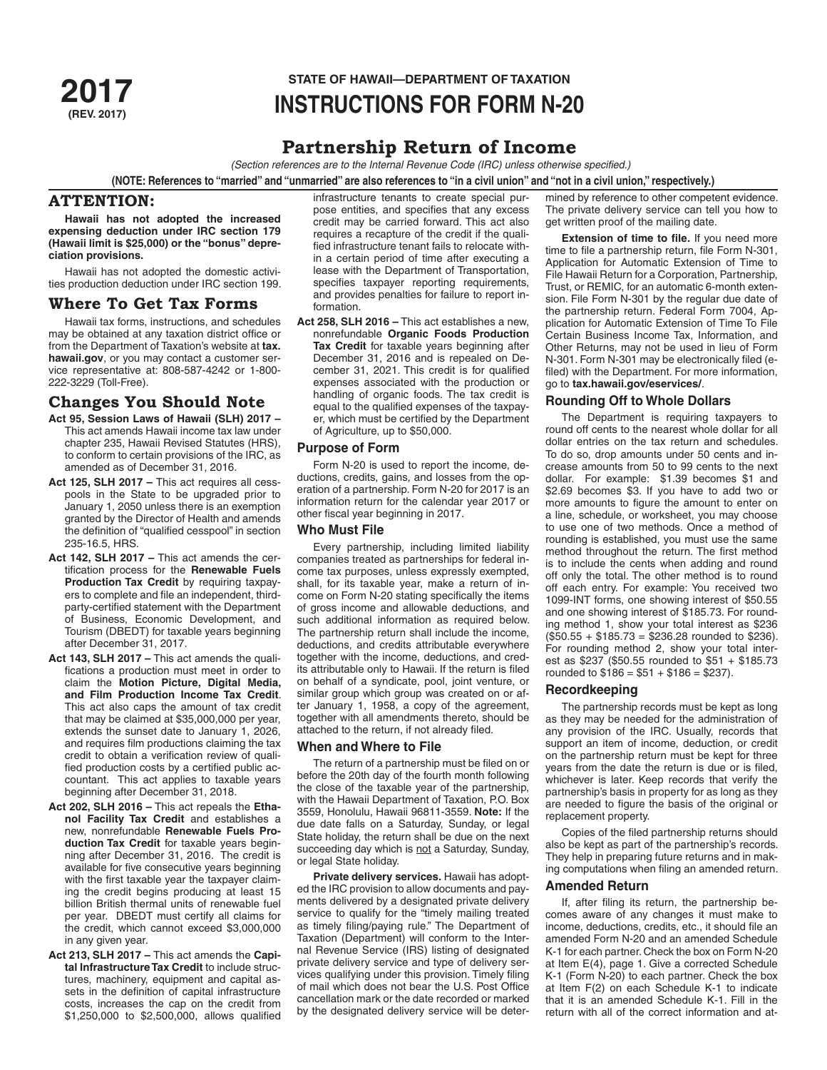**2017**
**(REV. 2017)**

**STATE OF HAWAII—DEPARTMENT OF TAXATION**

# INSTRUCTIONS FOR FORM N-20

## Partnership Return of Income

*(Section references are to the Internal Revenue Code (IRC) unless otherwise specified.)*

**(NOTE: References to "married" and "unmarried" are also references to "in a civil union" and "not in a civil union," respectively.)**

## ATTENTION:

**Hawaii has not adopted the increased expensing deduction under IRC section 179 (Hawaii limit is $25,000) or the "bonus" depreciation provisions.**

Hawaii has not adopted the domestic activities production deduction under IRC section 199.

## Where To Get Tax Forms

Hawaii tax forms, instructions, and schedules may be obtained at any taxation district office or from the Department of Taxation's website at **tax.hawaii.gov**, or you may contact a customer service representative at: 808-587-4242 or 1-800-222-3229 (Toll-Free).

## Changes You Should Note

**Act 95, Session Laws of Hawaii (SLH) 2017 –** This act amends Hawaii income tax law under chapter 235, Hawaii Revised Statutes (HRS), to conform to certain provisions of the IRC, as amended as of December 31, 2016.

**Act 125, SLH 2017 –** This act requires all cesspools in the State to be upgraded prior to January 1, 2050 unless there is an exemption granted by the Director of Health and amends the definition of "qualified cesspool" in section 235-16.5, HRS.

**Act 142, SLH 2017 –** This act amends the certification process for the **Renewable Fuels Production Tax Credit** by requiring taxpayers to complete and file an independent, third-party-certified statement with the Department of Business, Economic Development, and Tourism (DBEDT) for taxable years beginning after December 31, 2017.

**Act 143, SLH 2017 –** This act amends the qualifications a production must meet in order to claim the **Motion Picture, Digital Media, and Film Production Income Tax Credit**. This act also caps the amount of tax credit that may be claimed at $35,000,000 per year, extends the sunset date to January 1, 2026, and requires film productions claiming the tax credit to obtain a verification review of qualified production costs by a certified public accountant. This act applies to taxable years beginning after December 31, 2018.

**Act 202, SLH 2016 –** This act repeals the **Ethanol Facility Tax Credit** and establishes a new, nonrefundable **Renewable Fuels Production Tax Credit** for taxable years beginning after December 31, 2016. The credit is available for five consecutive years beginning with the first taxable year the taxpayer claiming the credit begins producing at least 15 billion British thermal units of renewable fuel per year. DBEDT must certify all claims for the credit, which cannot exceed $3,000,000 in any given year.

**Act 213, SLH 2017 –** This act amends the **Capital Infrastructure Tax Credit** to include structures, machinery, equipment and capital assets in the definition of capital infrastructure costs, increases the cap on the credit from $1,250,000 to $2,500,000, allows qualified infrastructure tenants to create special purpose entities, and specifies that any excess credit may be carried forward. This act also requires a recapture of the credit if the qualified infrastructure tenant fails to relocate within a certain period of time after executing a lease with the Department of Transportation, specifies taxpayer reporting requirements, and provides penalties for failure to report information.

**Act 258, SLH 2016 –** This act establishes a new, nonrefundable **Organic Foods Production Tax Credit** for taxable years beginning after December 31, 2016 and is repealed on December 31, 2021. This credit is for qualified expenses associated with the production or handling of organic foods. The tax credit is equal to the qualified expenses of the taxpayer, which must be certified by the Department of Agriculture, up to $50,000.

### Purpose of Form

Form N-20 is used to report the income, deductions, credits, gains, and losses from the operation of a partnership. Form N-20 for 2017 is an information return for the calendar year 2017 or other fiscal year beginning in 2017.

### Who Must File

Every partnership, including limited liability companies treated as partnerships for federal income tax purposes, unless expressly exempted, shall, for its taxable year, make a return of income on Form N-20 stating specifically the items of gross income and allowable deductions, and such additional information as required below. The partnership return shall include the income, deductions, and credits attributable everywhere together with the income, deductions, and credits attributable only to Hawaii. If the return is filed on behalf of a syndicate, pool, joint venture, or similar group which group was created on or after January 1, 1958, a copy of the agreement, together with all amendments thereto, should be attached to the return, if not already filed.

### When and Where to File

The return of a partnership must be filed on or before the 20th day of the fourth month following the close of the taxable year of the partnership, with the Hawaii Department of Taxation, P.O. Box 3559, Honolulu, Hawaii 96811-3559. **Note:** If the due date falls on a Saturday, Sunday, or legal State holiday, the return shall be due on the next succeeding day which is not a Saturday, Sunday, or legal State holiday.

**Private delivery services.** Hawaii has adopted the IRC provision to allow documents and payments delivered by a designated private delivery service to qualify for the "timely mailing treated as timely filing/paying rule." The Department of Taxation (Department) will conform to the Internal Revenue Service (IRS) listing of designated private delivery service and type of delivery services qualifying under this provision. Timely filing of mail which does not bear the U.S. Post Office cancellation mark or the date recorded or marked by the designated delivery service will be determined by reference to other competent evidence. The private delivery service can tell you how to get written proof of the mailing date.

**Extension of time to file.** If you need more time to file a partnership return, file Form N-301, Application for Automatic Extension of Time to File Hawaii Return for a Corporation, Partnership, Trust, or REMIC, for an automatic 6-month extension. File Form N-301 by the regular due date of the partnership return. Federal Form 7004, Application for Automatic Extension of Time To File Certain Business Income Tax, Information, and Other Returns, may not be used in lieu of Form N-301. Form N-301 may be electronically filed (e-filed) with the Department. For more information, go to **tax.hawaii.gov/eservices/**.

### Rounding Off to Whole Dollars

The Department is requiring taxpayers to round off cents to the nearest whole dollar for all dollar entries on the tax return and schedules. To do so, drop amounts under 50 cents and increase amounts from 50 to 99 cents to the next dollar. For example: $1.39 becomes $1 and $2.69 becomes $3. If you have to add two or more amounts to figure the amount to enter on a line, schedule, or worksheet, you may choose to use one of two methods. Once a method of rounding is established, you must use the same method throughout the return. The first method is to include the cents when adding and round off only the total. The other method is to round off each entry. For example: You received two 1099-INT forms, one showing interest of $50.55 and one showing interest of $185.73. For rounding method 1, show your total interest as $236 ($50.55 + $185.73 = $236.28 rounded to $236). For rounding method 2, show your total interest as $237 ($50.55 rounded to $51 + $185.73 rounded to $186 = $51 + $186 = $237).

### Recordkeeping

The partnership records must be kept as long as they may be needed for the administration of any provision of the IRC. Usually, records that support an item of income, deduction, or credit on the partnership return must be kept for three years from the date the return is due or is filed, whichever is later. Keep records that verify the partnership's basis in property for as long as they are needed to figure the basis of the original or replacement property.

Copies of the filed partnership returns should also be kept as part of the partnership's records. They help in preparing future returns and in making computations when filing an amended return.

### Amended Return

If, after filing its return, the partnership becomes aware of any changes it must make to income, deductions, credits, etc., it should file an amended Form N-20 and an amended Schedule K-1 for each partner. Check the box on Form N-20 at Item E(4), page 1. Give a corrected Schedule K-1 (Form N-20) to each partner. Check the box at Item F(2) on each Schedule K-1 to indicate that it is an amended Schedule K-1. Fill in the return with all of the correct information and at-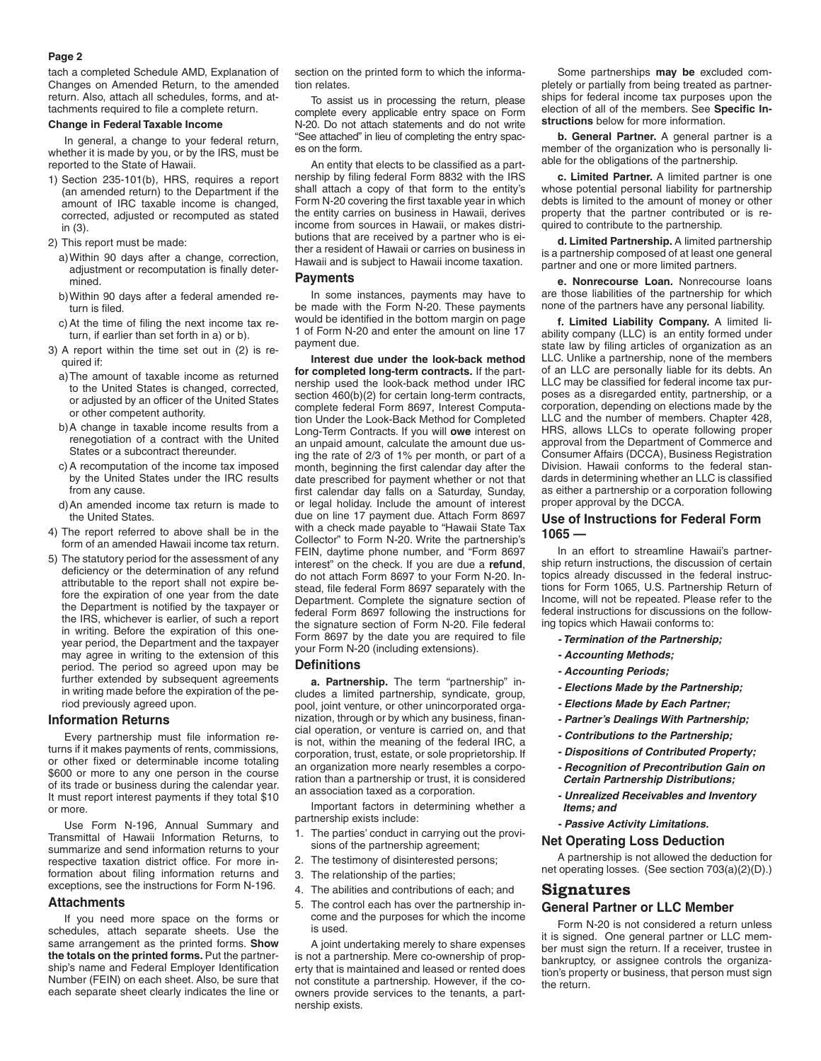tach a completed Schedule AMD, Explanation of Changes on Amended Return, to the amended return. Also, attach all schedules, forms, and attachments required to file a complete return.

**Change in Federal Taxable Income**

In general, a change to your federal return, whether it is made by you, or by the IRS, must be reported to the State of Hawaii.

1) Section 235-101(b), HRS, requires a report (an amended return) to the Department if the amount of IRC taxable income is changed, corrected, adjusted or recomputed as stated in (3).
2) This report must be made:
   a) Within 90 days after a change, correction, adjustment or recomputation is finally determined.
   b) Within 90 days after a federal amended return is filed.
   c) At the time of filing the next income tax return, if earlier than set forth in a) or b).
3) A report within the time set out in (2) is required if:
   a) The amount of taxable income as returned to the United States is changed, corrected, or adjusted by an officer of the United States or other competent authority.
   b) A change in taxable income results from a renegotiation of a contract with the United States or a subcontract thereunder.
   c) A recomputation of the income tax imposed by the United States under the IRC results from any cause.
   d) An amended income tax return is made to the United States.
4) The report referred to above shall be in the form of an amended Hawaii income tax return.
5) The statutory period for the assessment of any deficiency or the determination of any refund attributable to the report shall not expire before the expiration of one year from the date the Department is notified by the taxpayer or the IRS, whichever is earlier, of such a report in writing. Before the expiration of this one-year period, the Department and the taxpayer may agree in writing to the extension of this period. The period so agreed upon may be further extended by subsequent agreements in writing made before the expiration of the period previously agreed upon.

## Information Returns

Every partnership must file information returns if it makes payments of rents, commissions, or other fixed or determinable income totaling $600 or more to any one person in the course of its trade or business during the calendar year. It must report interest payments if they total $10 or more.

Use Form N-196, Annual Summary and Transmittal of Hawaii Information Returns, to summarize and send information returns to your respective taxation district office. For more information about filing information returns and exceptions, see the instructions for Form N-196.

## Attachments

If you need more space on the forms or schedules, attach separate sheets. Use the same arrangement as the printed forms. **Show the totals on the printed forms.** Put the partnership's name and Federal Employer Identification Number (FEIN) on each sheet. Also, be sure that each separate sheet clearly indicates the line or section on the printed form to which the information relates.

To assist us in processing the return, please complete every applicable entry space on Form N-20. Do not attach statements and do not write "See attached" in lieu of completing the entry spaces on the form.

An entity that elects to be classified as a partnership by filing federal Form 8832 with the IRS shall attach a copy of that form to the entity's Form N-20 covering the first taxable year in which the entity carries on business in Hawaii, derives income from sources in Hawaii, or makes distributions that are received by a partner who is either a resident of Hawaii or carries on business in Hawaii and is subject to Hawaii income taxation.

## Payments

In some instances, payments may have to be made with the Form N-20. These payments would be identified in the bottom margin on page 1 of Form N-20 and enter the amount on line 17 payment due.

**Interest due under the look-back method for completed long-term contracts.** If the partnership used the look-back method under IRC section 460(b)(2) for certain long-term contracts, complete federal Form 8697, Interest Computation Under the Look-Back Method for Completed Long-Term Contracts. If you will **owe** interest on an unpaid amount, calculate the amount due using the rate of 2/3 of 1% per month, or part of a month, beginning the first calendar day after the date prescribed for payment whether or not that first calendar day falls on a Saturday, Sunday, or legal holiday. Include the amount of interest due on line 17 payment due. Attach Form 8697 with a check made payable to "Hawaii State Tax Collector" to Form N-20. Write the partnership's FEIN, daytime phone number, and "Form 8697 interest" on the check. If you are due a **refund**, do not attach Form 8697 to your Form N-20. Instead, file federal Form 8697 separately with the Department. Complete the signature section of federal Form 8697 following the instructions for the signature section of Form N-20. File federal Form 8697 by the date you are required to file your Form N-20 (including extensions).

## Definitions

**a. Partnership.** The term "partnership" includes a limited partnership, syndicate, group, pool, joint venture, or other unincorporated organization, through or by which any business, financial operation, or venture is carried on, and that is not, within the meaning of the federal IRC, a corporation, trust, estate, or sole proprietorship. If an organization more nearly resembles a corporation than a partnership or trust, it is considered an association taxed as a corporation.

Important factors in determining whether a partnership exists include:

1. The parties' conduct in carrying out the provisions of the partnership agreement;
2. The testimony of disinterested persons;
3. The relationship of the parties;
4. The abilities and contributions of each; and
5. The control each has over the partnership income and the purposes for which the income is used.

A joint undertaking merely to share expenses is not a partnership. Mere co-ownership of property that is maintained and leased or rented does not constitute a partnership. However, if the co-owners provide services to the tenants, a partnership exists.

Some partnerships **may be** excluded completely or partially from being treated as partnerships for federal income tax purposes upon the election of all of the members. See **Specific Instructions** below for more information.

**b. General Partner.** A general partner is a member of the organization who is personally liable for the obligations of the partnership.

**c. Limited Partner.** A limited partner is one whose potential personal liability for partnership debts is limited to the amount of money or other property that the partner contributed or is required to contribute to the partnership.

**d. Limited Partnership.** A limited partnership is a partnership composed of at least one general partner and one or more limited partners.

**e. Nonrecourse Loan.** Nonrecourse loans are those liabilities of the partnership for which none of the partners have any personal liability.

**f. Limited Liability Company.** A limited liability company (LLC) is an entity formed under state law by filing articles of organization as an LLC. Unlike a partnership, none of the members of an LLC are personally liable for its debts. An LLC may be classified for federal income tax purposes as a disregarded entity, partnership, or a corporation, depending on elections made by the LLC and the number of members. Chapter 428, HRS, allows LLCs to operate following proper approval from the Department of Commerce and Consumer Affairs (DCCA), Business Registration Division. Hawaii conforms to the federal standards in determining whether an LLC is classified as either a partnership or a corporation following proper approval by the DCCA.

## Use of Instructions for Federal Form 1065 —

In an effort to streamline Hawaii's partnership return instructions, the discussion of certain topics already discussed in the federal instructions for Form 1065, U.S. Partnership Return of Income, will not be repeated. Please refer to the federal instructions for discussions on the following topics which Hawaii conforms to:

- ***Termination of the Partnership;***
- ***Accounting Methods;***
- ***Accounting Periods;***
- ***Elections Made by the Partnership;***
- ***Elections Made by Each Partner;***
- ***Partner's Dealings With Partnership;***
- ***Contributions to the Partnership;***
- ***Dispositions of Contributed Property;***
- ***Recognition of Precontribution Gain on Certain Partnership Distributions;***
- ***Unrealized Receivables and Inventory Items; and***
- ***Passive Activity Limitations.***

## Net Operating Loss Deduction

A partnership is not allowed the deduction for net operating losses. (See section 703(a)(2)(D).)

# Signatures

## General Partner or LLC Member

Form N-20 is not considered a return unless it is signed. One general partner or LLC member must sign the return. If a receiver, trustee in bankruptcy, or assignee controls the organization's property or business, that person must sign the return.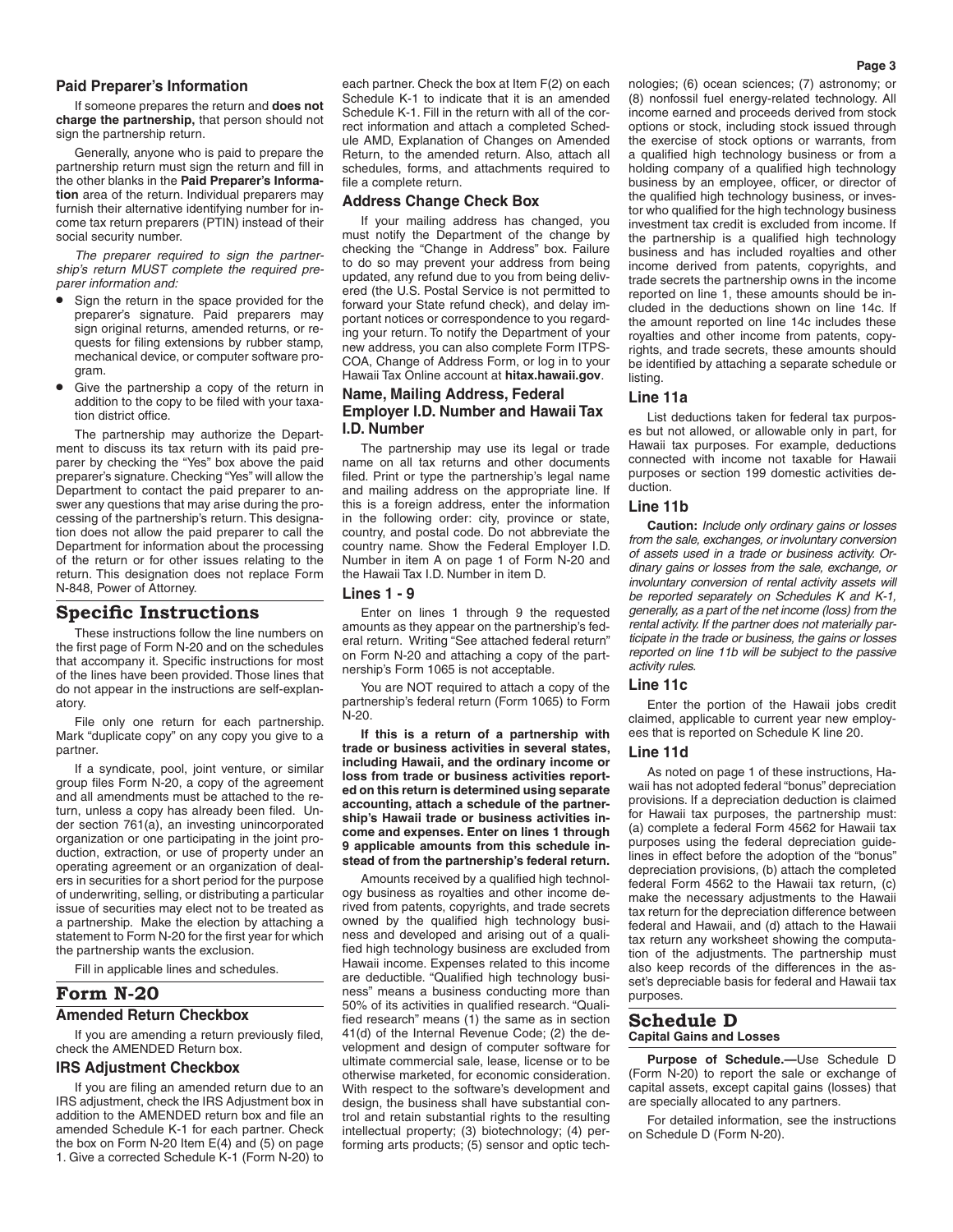### Paid Preparer's Information

If someone prepares the return and **does not charge the partnership,** that person should not sign the partnership return.

Generally, anyone who is paid to prepare the partnership return must sign the return and fill in the other blanks in the **Paid Preparer's Information** area of the return. Individual preparers may furnish their alternative identifying number for income tax return preparers (PTIN) instead of their social security number.

*The preparer required to sign the partnership's return MUST complete the required preparer information and:*

- Sign the return in the space provided for the preparer's signature. Paid preparers may sign original returns, amended returns, or requests for filing extensions by rubber stamp, mechanical device, or computer software program.
- Give the partnership a copy of the return in addition to the copy to be filed with your taxation district office.

The partnership may authorize the Department to discuss its tax return with its paid preparer by checking the "Yes" box above the paid preparer's signature. Checking "Yes" will allow the Department to contact the paid preparer to answer any questions that may arise during the processing of the partnership's return. This designation does not allow the paid preparer to call the Department for information about the processing of the return or for other issues relating to the return. This designation does not replace Form N-848, Power of Attorney.

## Specific Instructions

These instructions follow the line numbers on the first page of Form N-20 and on the schedules that accompany it. Specific instructions for most of the lines have been provided. Those lines that do not appear in the instructions are self-explanatory.

File only one return for each partnership. Mark "duplicate copy" on any copy you give to a partner.

If a syndicate, pool, joint venture, or similar group files Form N-20, a copy of the agreement and all amendments must be attached to the return, unless a copy has already been filed. Under section 761(a), an investing unincorporated organization or one participating in the joint production, extraction, or use of property under an operating agreement or an organization of dealers in securities for a short period for the purpose of underwriting, selling, or distributing a particular issue of securities may elect not to be treated as a partnership. Make the election by attaching a statement to Form N-20 for the first year for which the partnership wants the exclusion.

Fill in applicable lines and schedules.

## Form N-20

### Amended Return Checkbox

If you are amending a return previously filed, check the AMENDED Return box.

### IRS Adjustment Checkbox

If you are filing an amended return due to an IRS adjustment, check the IRS Adjustment box in addition to the AMENDED return box and file an amended Schedule K-1 for each partner. Check the box on Form N-20 Item E(4) and (5) on page 1. Give a corrected Schedule K-1 (Form N-20) to each partner. Check the box at Item F(2) on each Schedule K-1 to indicate that it is an amended Schedule K-1. Fill in the return with all of the correct information and attach a completed Schedule AMD, Explanation of Changes on Amended Return, to the amended return. Also, attach all schedules, forms, and attachments required to file a complete return.

### Address Change Check Box

If your mailing address has changed, you must notify the Department of the change by checking the "Change in Address" box. Failure to do so may prevent your address from being updated, any refund due to you from being delivered (the U.S. Postal Service is not permitted to forward your State refund check), and delay important notices or correspondence to you regarding your return. To notify the Department of your new address, you can also complete Form ITPS-COA, Change of Address Form, or log in to your Hawaii Tax Online account at **hitax.hawaii.gov**.

### Name, Mailing Address, Federal Employer I.D. Number and Hawaii Tax I.D. Number

The partnership may use its legal or trade name on all tax returns and other documents filed. Print or type the partnership's legal name and mailing address on the appropriate line. If this is a foreign address, enter the information in the following order: city, province or state, country, and postal code. Do not abbreviate the country name. Show the Federal Employer I.D. Number in item A on page 1 of Form N-20 and the Hawaii Tax I.D. Number in item D.

### Lines 1 - 9

Enter on lines 1 through 9 the requested amounts as they appear on the partnership's federal return. Writing "See attached federal return" on Form N-20 and attaching a copy of the partnership's Form 1065 is not acceptable.

You are NOT required to attach a copy of the partnership's federal return (Form 1065) to Form N-20.

**If this is a return of a partnership with trade or business activities in several states, including Hawaii, and the ordinary income or loss from trade or business activities reported on this return is determined using separate accounting, attach a schedule of the partnership's Hawaii trade or business activities income and expenses. Enter on lines 1 through 9 applicable amounts from this schedule instead of from the partnership's federal return.**

Amounts received by a qualified high technology business as royalties and other income derived from patents, copyrights, and trade secrets owned by the qualified high technology business and developed and arising out of a qualified high technology business are excluded from Hawaii income. Expenses related to this income are deductible. "Qualified high technology business" means a business conducting more than 50% of its activities in qualified research. "Qualified research" means (1) the same as in section 41(d) of the Internal Revenue Code; (2) the development and design of computer software for ultimate commercial sale, lease, license or to be otherwise marketed, for economic consideration. With respect to the software's development and design, the business shall have substantial control and retain substantial rights to the resulting intellectual property; (3) biotechnology; (4) performing arts products; (5) sensor and optic technologies; (6) ocean sciences; (7) astronomy; or (8) nonfossil fuel energy-related technology. All income earned and proceeds derived from stock options or stock, including stock issued through the exercise of stock options or warrants, from a qualified high technology business or from a holding company of a qualified high technology business by an employee, officer, or director of the qualified high technology business, or investor who qualified for the high technology business investment tax credit is excluded from income. If the partnership is a qualified high technology business and has included royalties and other income derived from patents, copyrights, and trade secrets the partnership owns in the income reported on line 1, these amounts should be included in the deductions shown on line 14c. If the amount reported on line 14c includes these royalties and other income from patents, copyrights, and trade secrets, these amounts should be identified by attaching a separate schedule or listing.

### Line 11a

List deductions taken for federal tax purposes but not allowed, or allowable only in part, for Hawaii tax purposes. For example, deductions connected with income not taxable for Hawaii purposes or section 199 domestic activities deduction.

### Line 11b

**Caution:** *Include only ordinary gains or losses from the sale, exchanges, or involuntary conversion of assets used in a trade or business activity. Ordinary gains or losses from the sale, exchange, or involuntary conversion of rental activity assets will be reported separately on Schedules K and K-1, generally, as a part of the net income (loss) from the rental activity. If the partner does not materially participate in the trade or business, the gains or losses reported on line 11b will be subject to the passive activity rules.*

### Line 11c

Enter the portion of the Hawaii jobs credit claimed, applicable to current year new employees that is reported on Schedule K line 20.

### Line 11d

As noted on page 1 of these instructions, Hawaii has not adopted federal "bonus" depreciation provisions. If a depreciation deduction is claimed for Hawaii tax purposes, the partnership must: (a) complete a federal Form 4562 for Hawaii tax purposes using the federal depreciation guidelines in effect before the adoption of the "bonus" depreciation provisions, (b) attach the completed federal Form 4562 to the Hawaii tax return, (c) make the necessary adjustments to the Hawaii tax return for the depreciation difference between federal and Hawaii, and (d) attach to the Hawaii tax return any worksheet showing the computation of the adjustments. The partnership must also keep records of the differences in the asset's depreciable basis for federal and Hawaii tax purposes.

## Schedule D

### Capital Gains and Losses

**Purpose of Schedule.—**Use Schedule D (Form N-20) to report the sale or exchange of capital assets, except capital gains (losses) that are specially allocated to any partners.

For detailed information, see the instructions on Schedule D (Form N-20).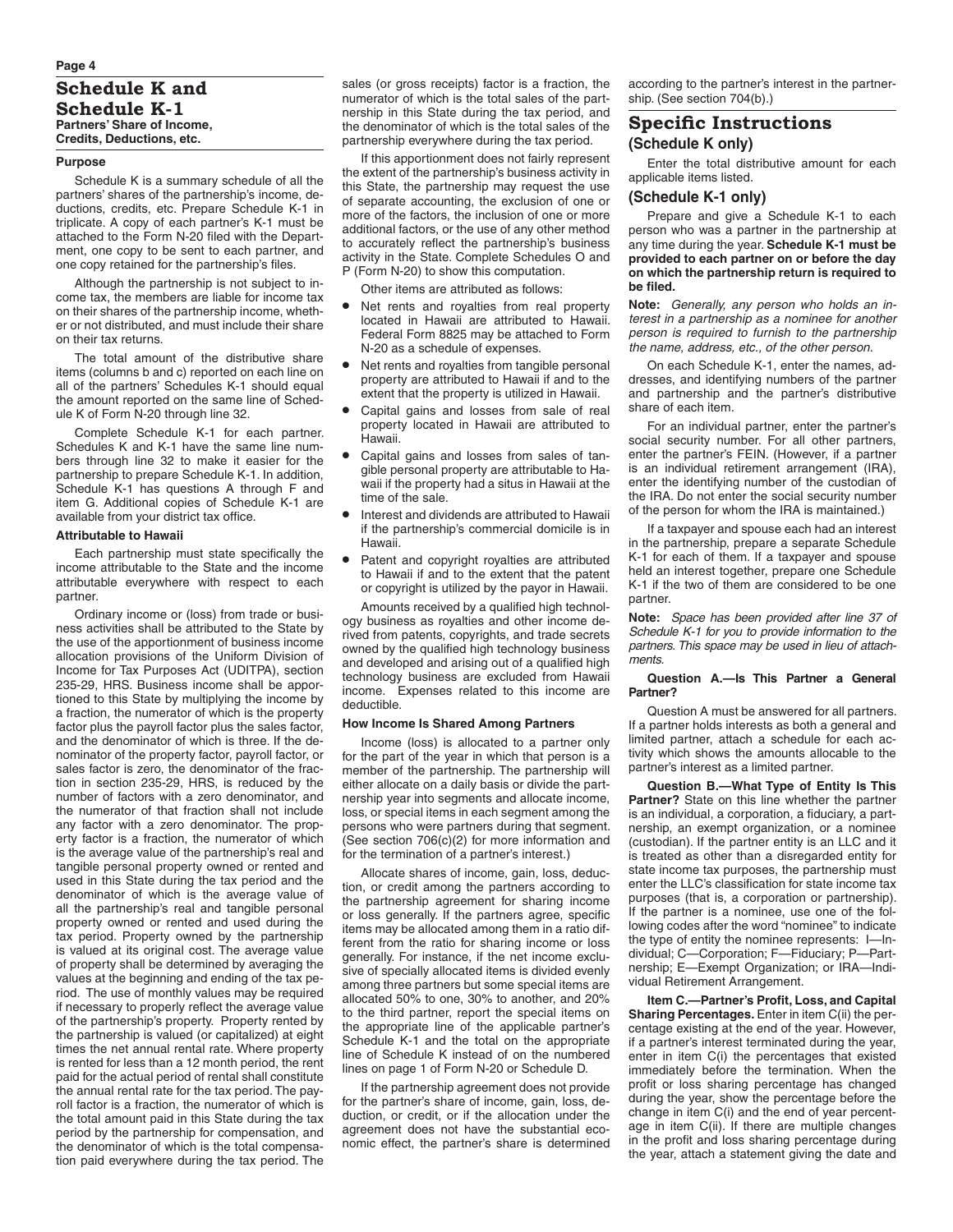# Schedule K and Schedule K-1

**Partners' Share of Income, Credits, Deductions, etc.**

### Purpose

Schedule K is a summary schedule of all the partners' shares of the partnership's income, deductions, credits, etc. Prepare Schedule K-1 in triplicate. A copy of each partner's K-1 must be attached to the Form N-20 filed with the Department, one copy to be sent to each partner, and one copy retained for the partnership's files.

Although the partnership is not subject to income tax, the members are liable for income tax on their shares of the partnership income, whether or not distributed, and must include their share on their tax returns.

The total amount of the distributive share items (columns b and c) reported on each line on all of the partners' Schedules K-1 should equal the amount reported on the same line of Schedule K of Form N-20 through line 32.

Complete Schedule K-1 for each partner. Schedules K and K-1 have the same line numbers through line 32 to make it easier for the partnership to prepare Schedule K-1. In addition, Schedule K-1 has questions A through F and item G. Additional copies of Schedule K-1 are available from your district tax office.

### Attributable to Hawaii

Each partnership must state specifically the income attributable to the State and the income attributable everywhere with respect to each partner.

Ordinary income or (loss) from trade or business activities shall be attributed to the State by the use of the apportionment of business income allocation provisions of the Uniform Division of Income for Tax Purposes Act (UDITPA), section 235-29, HRS. Business income shall be apportioned to this State by multiplying the income by a fraction, the numerator of which is the property factor plus the payroll factor plus the sales factor, and the denominator of which is three. If the denominator of the property factor, payroll factor, or sales factor is zero, the denominator of the fraction in section 235-29, HRS, is reduced by the number of factors with a zero denominator, and the numerator of that fraction shall not include any factor with a zero denominator. The property factor is a fraction, the numerator of which is the average value of the partnership's real and tangible personal property owned or rented and used in this State during the tax period and the denominator of which is the average value of all the partnership's real and tangible personal property owned or rented and used during the tax period. Property owned by the partnership is valued at its original cost. The average value of property shall be determined by averaging the values at the beginning and ending of the tax period. The use of monthly values may be required if necessary to properly reflect the average value of the partnership's property. Property rented by the partnership is valued (or capitalized) at eight times the net annual rental rate. Where property is rented for less than a 12 month period, the rent paid for the actual period of rental shall constitute the annual rental rate for the tax period. The payroll factor is a fraction, the numerator of which is the total amount paid in this State during the tax period by the partnership for compensation, and the denominator of which is the total compensation paid everywhere during the tax period. The sales (or gross receipts) factor is a fraction, the numerator of which is the total sales of the partnership in this State during the tax period, and the denominator of which is the total sales of the partnership everywhere during the tax period.

If this apportionment does not fairly represent the extent of the partnership's business activity in this State, the partnership may request the use of separate accounting, the exclusion of one or more of the factors, the inclusion of one or more additional factors, or the use of any other method to accurately reflect the partnership's business activity in the State. Complete Schedules O and P (Form N-20) to show this computation.

Other items are attributed as follows:

- Net rents and royalties from real property located in Hawaii are attributed to Hawaii. Federal Form 8825 may be attached to Form N-20 as a schedule of expenses.
- Net rents and royalties from tangible personal property are attributed to Hawaii if and to the extent that the property is utilized in Hawaii.
- Capital gains and losses from sale of real property located in Hawaii are attributed to Hawaii.
- Capital gains and losses from sales of tangible personal property are attributable to Hawaii if the property had a situs in Hawaii at the time of the sale.
- Interest and dividends are attributed to Hawaii if the partnership's commercial domicile is in Hawaii.
- Patent and copyright royalties are attributed to Hawaii if and to the extent that the patent or copyright is utilized by the payor in Hawaii.

Amounts received by a qualified high technology business as royalties and other income derived from patents, copyrights, and trade secrets owned by the qualified high technology business and developed and arising out of a qualified high technology business are excluded from Hawaii income. Expenses related to this income are deductible.

### How Income Is Shared Among Partners

Income (loss) is allocated to a partner only for the part of the year in which that person is a member of the partnership. The partnership will either allocate on a daily basis or divide the partnership year into segments and allocate income, loss, or special items in each segment among the persons who were partners during that segment. (See section 706(c)(2) for more information and for the termination of a partner's interest.)

Allocate shares of income, gain, loss, deduction, or credit among the partners according to the partnership agreement for sharing income or loss generally. If the partners agree, specific items may be allocated among them in a ratio different from the ratio for sharing income or loss generally. For instance, if the net income exclusive of specially allocated items is divided evenly among three partners but some special items are allocated 50% to one, 30% to another, and 20% to the third partner, report the special items on the appropriate line of the applicable partner's Schedule K-1 and the total on the appropriate line of Schedule K instead of on the numbered lines on page 1 of Form N-20 or Schedule D.

If the partnership agreement does not provide for the partner's share of income, gain, loss, deduction, or credit, or if the allocation under the agreement does not have the substantial economic effect, the partner's share is determined according to the partner's interest in the partnership. (See section 704(b).)

## Specific Instructions

### (Schedule K only)

Enter the total distributive amount for each applicable items listed.

### (Schedule K-1 only)

Prepare and give a Schedule K-1 to each person who was a partner in the partnership at any time during the year. **Schedule K-1 must be provided to each partner on or before the day on which the partnership return is required to be filed.**

**Note:** *Generally, any person who holds an interest in a partnership as a nominee for another person is required to furnish to the partnership the name, address, etc., of the other person.*

On each Schedule K-1, enter the names, addresses, and identifying numbers of the partner and partnership and the partner's distributive share of each item.

For an individual partner, enter the partner's social security number. For all other partners, enter the partner's FEIN. (However, if a partner is an individual retirement arrangement (IRA), enter the identifying number of the custodian of the IRA. Do not enter the social security number of the person for whom the IRA is maintained.)

If a taxpayer and spouse each had an interest in the partnership, prepare a separate Schedule K-1 for each of them. If a taxpayer and spouse held an interest together, prepare one Schedule K-1 if the two of them are considered to be one partner.

**Note:** *Space has been provided after line 37 of Schedule K-1 for you to provide information to the partners. This space may be used in lieu of attachments.*

**Question A.—Is This Partner a General Partner?**

Question A must be answered for all partners. If a partner holds interests as both a general and limited partner, attach a schedule for each activity which shows the amounts allocable to the partner's interest as a limited partner.

**Question B.—What Type of Entity Is This Partner?** State on this line whether the partner is an individual, a corporation, a fiduciary, a partnership, an exempt organization, or a nominee (custodian). If the partner entity is an LLC and it is treated as other than a disregarded entity for state income tax purposes, the partnership must enter the LLC's classification for state income tax purposes (that is, a corporation or partnership). If the partner is a nominee, use one of the following codes after the word "nominee" to indicate the type of entity the nominee represents: I—Individual; C—Corporation; F—Fiduciary; P—Partnership; E—Exempt Organization; or IRA—Individual Retirement Arrangement.

**Item C.—Partner's Profit, Loss, and Capital Sharing Percentages.** Enter in item C(ii) the percentage existing at the end of the year. However, if a partner's interest terminated during the year, enter in item C(i) the percentages that existed immediately before the termination. When the profit or loss sharing percentage has changed during the year, show the percentage before the change in item C(i) and the end of year percentage in item C(ii). If there are multiple changes in the profit and loss sharing percentage during the year, attach a statement giving the date and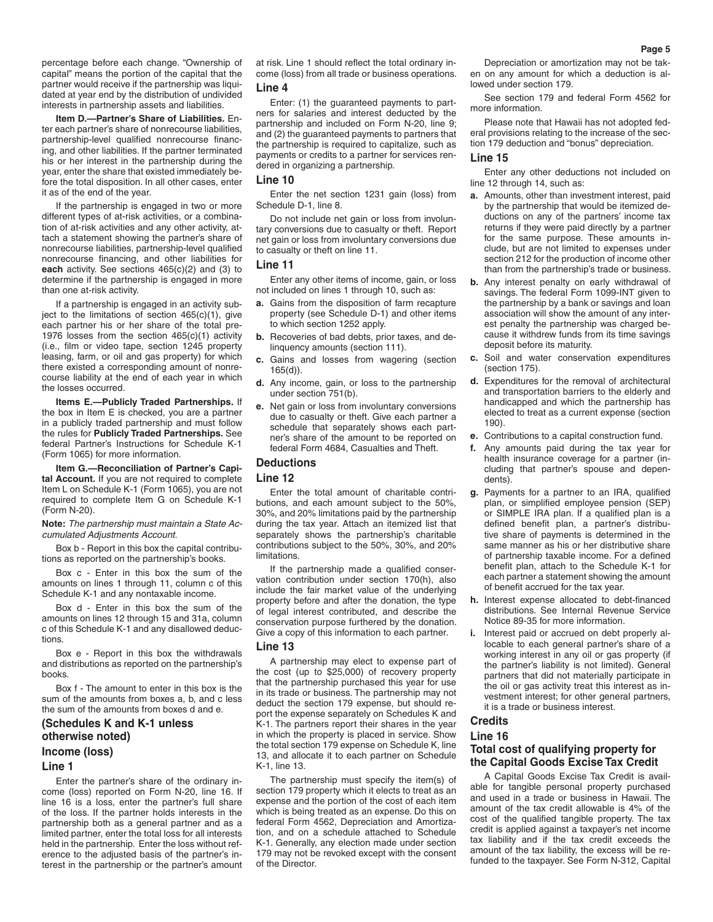percentage before each change. "Ownership of capital" means the portion of the capital that the partner would receive if the partnership was liquidated at year end by the distribution of undivided interests in partnership assets and liabilities.

**Item D.—Partner's Share of Liabilities.** Enter each partner's share of nonrecourse liabilities, partnership-level qualified nonrecourse financing, and other liabilities. If the partner terminated his or her interest in the partnership during the year, enter the share that existed immediately before the total disposition. In all other cases, enter it as of the end of the year.

If the partnership is engaged in two or more different types of at-risk activities, or a combination of at-risk activities and any other activity, attach a statement showing the partner's share of nonrecourse liabilities, partnership-level qualified nonrecourse financing, and other liabilities for **each** activity. See sections 465(c)(2) and (3) to determine if the partnership is engaged in more than one at-risk activity.

If a partnership is engaged in an activity subject to the limitations of section 465(c)(1), give each partner his or her share of the total pre-1976 losses from the section 465(c)(1) activity (i.e., film or video tape, section 1245 property leasing, farm, or oil and gas property) for which there existed a corresponding amount of nonrecourse liability at the end of each year in which the losses occurred.

**Items E.—Publicly Traded Partnerships.** If the box in Item E is checked, you are a partner in a publicly traded partnership and must follow the rules for **Publicly Traded Partnerships.** See federal Partner's Instructions for Schedule K-1 (Form 1065) for more information.

**Item G.—Reconciliation of Partner's Capital Account.** If you are not required to complete Item L on Schedule K-1 (Form 1065), you are not required to complete Item G on Schedule K-1 (Form N-20).

**Note:** *The partnership must maintain a State Accumulated Adjustments Account.*

Box b - Report in this box the capital contributions as reported on the partnership's books.

Box c - Enter in this box the sum of the amounts on lines 1 through 11, column c of this Schedule K-1 and any nontaxable income.

Box d - Enter in this box the sum of the amounts on lines 12 through 15 and 31a, column c of this Schedule K-1 and any disallowed deductions.

Box e - Report in this box the withdrawals and distributions as reported on the partnership's books.

Box f - The amount to enter in this box is the sum of the amounts from boxes a, b, and c less the sum of the amounts from boxes d and e.

## (Schedules K and K-1 unless otherwise noted)

## Income (loss)

### Line 1

Enter the partner's share of the ordinary income (loss) reported on Form N-20, line 16. If line 16 is a loss, enter the partner's full share of the loss. If the partner holds interests in the partnership both as a general partner and as a limited partner, enter the total loss for all interests held in the partnership. Enter the loss without reference to the adjusted basis of the partner's interest in the partnership or the partner's amount at risk. Line 1 should reflect the total ordinary income (loss) from all trade or business operations.

### Line 4

Enter: (1) the guaranteed payments to partners for salaries and interest deducted by the partnership and included on Form N-20, line 9; and (2) the guaranteed payments to partners that the partnership is required to capitalize, such as payments or credits to a partner for services rendered in organizing a partnership.

### Line 10

Enter the net section 1231 gain (loss) from Schedule D-1, line 8.

Do not include net gain or loss from involuntary conversions due to casualty or theft. Report net gain or loss from involuntary conversions due to casualty or theft on line 11.

### Line 11

Enter any other items of income, gain, or loss not included on lines 1 through 10, such as:

**a.** Gains from the disposition of farm recapture property (see Schedule D-1) and other items to which section 1252 apply.

**b.** Recoveries of bad debts, prior taxes, and delinquency amounts (section 111).

**c.** Gains and losses from wagering (section 165(d)).

**d.** Any income, gain, or loss to the partnership under section 751(b).

**e.** Net gain or loss from involuntary conversions due to casualty or theft. Give each partner a schedule that separately shows each partner's share of the amount to be reported on federal Form 4684, Casualties and Theft.

## Deductions

### Line 12

Enter the total amount of charitable contributions, and each amount subject to the 50%, 30%, and 20% limitations paid by the partnership during the tax year. Attach an itemized list that separately shows the partnership's charitable contributions subject to the 50%, 30%, and 20% limitations.

If the partnership made a qualified conservation contribution under section 170(h), also include the fair market value of the underlying property before and after the donation, the type of legal interest contributed, and describe the conservation purpose furthered by the donation. Give a copy of this information to each partner.

### Line 13

A partnership may elect to expense part of the cost (up to $25,000) of recovery property that the partnership purchased this year for use in its trade or business. The partnership may not deduct the section 179 expense, but should report the expense separately on Schedules K and K-1. The partners report their shares in the year in which the property is placed in service. Show the total section 179 expense on Schedule K, line 13, and allocate it to each partner on Schedule K-1, line 13.

The partnership must specify the item(s) of section 179 property which it elects to treat as an expense and the portion of the cost of each item which is being treated as an expense. Do this on federal Form 4562, Depreciation and Amortization, and on a schedule attached to Schedule K-1. Generally, any election made under section 179 may not be revoked except with the consent of the Director.

Depreciation or amortization may not be taken on any amount for which a deduction is allowed under section 179.

See section 179 and federal Form 4562 for more information.

Please note that Hawaii has not adopted federal provisions relating to the increase of the section 179 deduction and "bonus" depreciation.

### Line 15

Enter any other deductions not included on line 12 through 14, such as:

**a.** Amounts, other than investment interest, paid by the partnership that would be itemized deductions on any of the partners' income tax returns if they were paid directly by a partner for the same purpose. These amounts include, but are not limited to expenses under section 212 for the production of income other than from the partnership's trade or business.

**b.** Any interest penalty on early withdrawal of savings. The federal Form 1099-INT given to the partnership by a bank or savings and loan association will show the amount of any interest penalty the partnership was charged because it withdrew funds from its time savings deposit before its maturity.

**c.** Soil and water conservation expenditures (section 175).

**d.** Expenditures for the removal of architectural and transportation barriers to the elderly and handicapped and which the partnership has elected to treat as a current expense (section 190).

**e.** Contributions to a capital construction fund.

**f.** Any amounts paid during the tax year for health insurance coverage for a partner (including that partner's spouse and dependents).

**g.** Payments for a partner to an IRA, qualified plan, or simplified employee pension (SEP) or SIMPLE IRA plan. If a qualified plan is a defined benefit plan, a partner's distributive share of payments is determined in the same manner as his or her distributive share of partnership taxable income. For a defined benefit plan, attach to the Schedule K-1 for each partner a statement showing the amount of benefit accrued for the tax year.

**h.** Interest expense allocated to debt-financed distributions. See Internal Revenue Service Notice 89-35 for more information.

**i.** Interest paid or accrued on debt properly allocable to each general partner's share of a working interest in any oil or gas property (if the partner's liability is not limited). General partners that did not materially participate in the oil or gas activity treat this interest as investment interest; for other general partners, it is a trade or business interest.

## Credits

### Line 16

### Total cost of qualifying property for the Capital Goods Excise Tax Credit

A Capital Goods Excise Tax Credit is available for tangible personal property purchased and used in a trade or business in Hawaii. The amount of the tax credit allowable is 4% of the cost of the qualified tangible property. The tax credit is applied against a taxpayer's net income tax liability and if the tax credit exceeds the amount of the tax liability, the excess will be refunded to the taxpayer. See Form N-312, Capital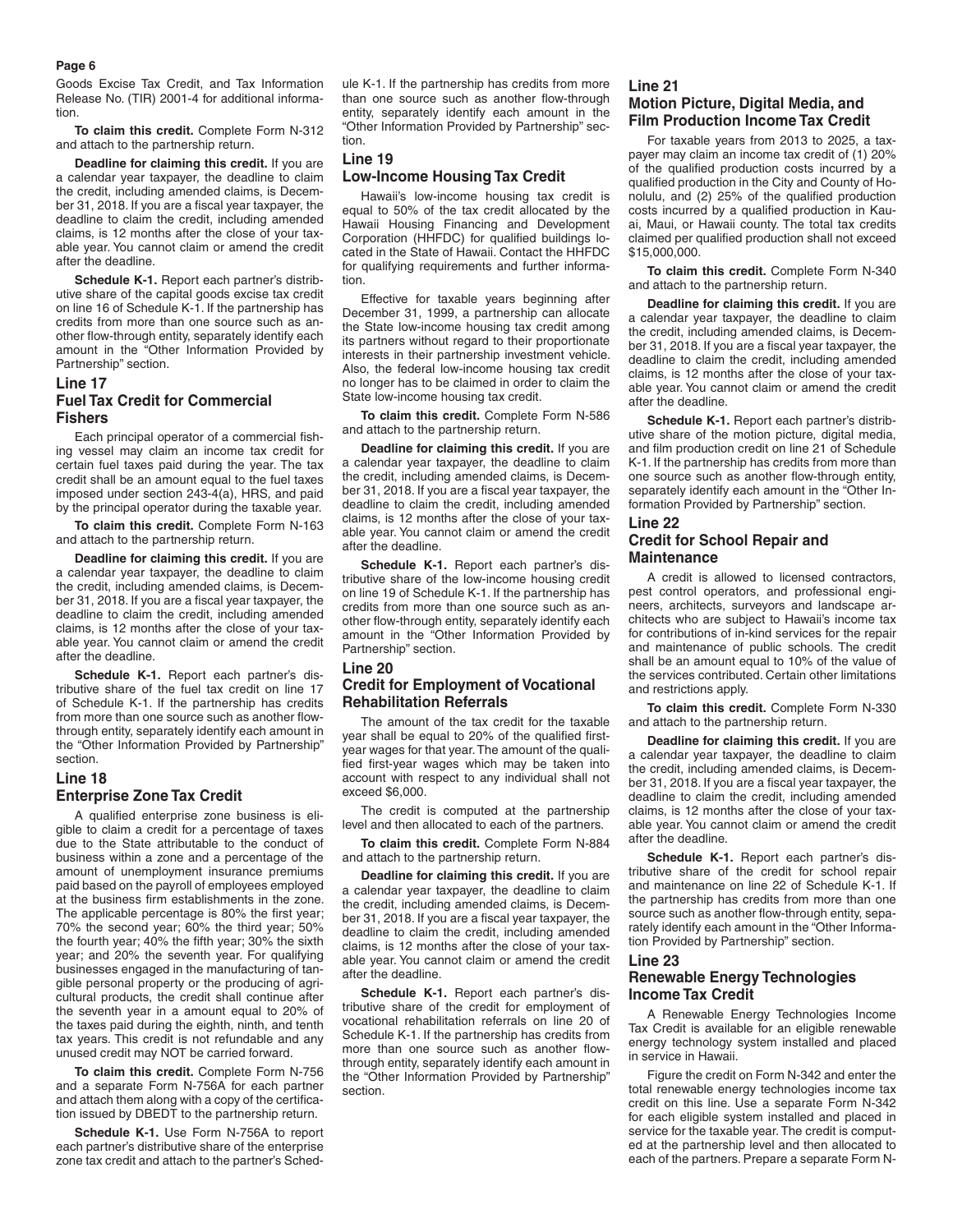Goods Excise Tax Credit, and Tax Information Release No. (TIR) 2001-4 for additional information.

**To claim this credit.** Complete Form N-312 and attach to the partnership return.

**Deadline for claiming this credit.** If you are a calendar year taxpayer, the deadline to claim the credit, including amended claims, is December 31, 2018. If you are a fiscal year taxpayer, the deadline to claim the credit, including amended claims, is 12 months after the close of your taxable year. You cannot claim or amend the credit after the deadline.

**Schedule K-1.** Report each partner's distributive share of the capital goods excise tax credit on line 16 of Schedule K-1. If the partnership has credits from more than one source such as another flow-through entity, separately identify each amount in the "Other Information Provided by Partnership" section.

## Line 17
## Fuel Tax Credit for Commercial Fishers

Each principal operator of a commercial fishing vessel may claim an income tax credit for certain fuel taxes paid during the year. The tax credit shall be an amount equal to the fuel taxes imposed under section 243-4(a), HRS, and paid by the principal operator during the taxable year.

**To claim this credit.** Complete Form N-163 and attach to the partnership return.

**Deadline for claiming this credit.** If you are a calendar year taxpayer, the deadline to claim the credit, including amended claims, is December 31, 2018. If you are a fiscal year taxpayer, the deadline to claim the credit, including amended claims, is 12 months after the close of your taxable year. You cannot claim or amend the credit after the deadline.

**Schedule K-1.** Report each partner's distributive share of the fuel tax credit on line 17 of Schedule K-1. If the partnership has credits from more than one source such as another flow-through entity, separately identify each amount in the "Other Information Provided by Partnership" section.

## Line 18
## Enterprise Zone Tax Credit

A qualified enterprise zone business is eligible to claim a credit for a percentage of taxes due to the State attributable to the conduct of business within a zone and a percentage of the amount of unemployment insurance premiums paid based on the payroll of employees employed at the business firm establishments in the zone. The applicable percentage is 80% the first year; 70% the second year; 60% the third year; 50% the fourth year; 40% the fifth year; 30% the sixth year; and 20% the seventh year. For qualifying businesses engaged in the manufacturing of tangible personal property or the producing of agricultural products, the credit shall continue after the seventh year in a amount equal to 20% of the taxes paid during the eighth, ninth, and tenth tax years. This credit is not refundable and any unused credit may NOT be carried forward.

**To claim this credit.** Complete Form N-756 and a separate Form N-756A for each partner and attach them along with a copy of the certification issued by DBEDT to the partnership return.

**Schedule K-1.** Use Form N-756A to report each partner's distributive share of the enterprise zone tax credit and attach to the partner's Schedule K-1. If the partnership has credits from more than one source such as another flow-through entity, separately identify each amount in the "Other Information Provided by Partnership" section.

## Line 19
## Low-Income Housing Tax Credit

Hawaii's low-income housing tax credit is equal to 50% of the tax credit allocated by the Hawaii Housing Financing and Development Corporation (HHFDC) for qualified buildings located in the State of Hawaii. Contact the HHFDC for qualifying requirements and further information.

Effective for taxable years beginning after December 31, 1999, a partnership can allocate the State low-income housing tax credit among its partners without regard to their proportionate interests in their partnership investment vehicle. Also, the federal low-income housing tax credit no longer has to be claimed in order to claim the State low-income housing tax credit.

**To claim this credit.** Complete Form N-586 and attach to the partnership return.

**Deadline for claiming this credit.** If you are a calendar year taxpayer, the deadline to claim the credit, including amended claims, is December 31, 2018. If you are a fiscal year taxpayer, the deadline to claim the credit, including amended claims, is 12 months after the close of your taxable year. You cannot claim or amend the credit after the deadline.

**Schedule K-1.** Report each partner's distributive share of the low-income housing credit on line 19 of Schedule K-1. If the partnership has credits from more than one source such as another flow-through entity, separately identify each amount in the "Other Information Provided by Partnership" section.

## Line 20
## Credit for Employment of Vocational Rehabilitation Referrals

The amount of the tax credit for the taxable year shall be equal to 20% of the qualified first-year wages for that year. The amount of the qualified first-year wages which may be taken into account with respect to any individual shall not exceed $6,000.

The credit is computed at the partnership level and then allocated to each of the partners.

**To claim this credit.** Complete Form N-884 and attach to the partnership return.

**Deadline for claiming this credit.** If you are a calendar year taxpayer, the deadline to claim the credit, including amended claims, is December 31, 2018. If you are a fiscal year taxpayer, the deadline to claim the credit, including amended claims, is 12 months after the close of your taxable year. You cannot claim or amend the credit after the deadline.

**Schedule K-1.** Report each partner's distributive share of the credit for employment of vocational rehabilitation referrals on line 20 of Schedule K-1. If the partnership has credits from more than one source such as another flow-through entity, separately identify each amount in the "Other Information Provided by Partnership" section.

## Line 21
## Motion Picture, Digital Media, and Film Production Income Tax Credit

For taxable years from 2013 to 2025, a taxpayer may claim an income tax credit of (1) 20% of the qualified production costs incurred by a qualified production in the City and County of Honolulu, and (2) 25% of the qualified production costs incurred by a qualified production in Kauai, Maui, or Hawaii county. The total tax credits claimed per qualified production shall not exceed $15,000,000.

**To claim this credit.** Complete Form N-340 and attach to the partnership return.

**Deadline for claiming this credit.** If you are a calendar year taxpayer, the deadline to claim the credit, including amended claims, is December 31, 2018. If you are a fiscal year taxpayer, the deadline to claim the credit, including amended claims, is 12 months after the close of your taxable year. You cannot claim or amend the credit after the deadline.

**Schedule K-1.** Report each partner's distributive share of the motion picture, digital media, and film production credit on line 21 of Schedule K-1. If the partnership has credits from more than one source such as another flow-through entity, separately identify each amount in the "Other Information Provided by Partnership" section.

## Line 22
## Credit for School Repair and Maintenance

A credit is allowed to licensed contractors, pest control operators, and professional engineers, architects, surveyors and landscape architects who are subject to Hawaii's income tax for contributions of in-kind services for the repair and maintenance of public schools. The credit shall be an amount equal to 10% of the value of the services contributed. Certain other limitations and restrictions apply.

**To claim this credit.** Complete Form N-330 and attach to the partnership return.

**Deadline for claiming this credit.** If you are a calendar year taxpayer, the deadline to claim the credit, including amended claims, is December 31, 2018. If you are a fiscal year taxpayer, the deadline to claim the credit, including amended claims, is 12 months after the close of your taxable year. You cannot claim or amend the credit after the deadline.

**Schedule K-1.** Report each partner's distributive share of the credit for school repair and maintenance on line 22 of Schedule K-1. If the partnership has credits from more than one source such as another flow-through entity, separately identify each amount in the "Other Information Provided by Partnership" section.

## Line 23
## Renewable Energy Technologies Income Tax Credit

A Renewable Energy Technologies Income Tax Credit is available for an eligible renewable energy technology system installed and placed in service in Hawaii.

Figure the credit on Form N-342 and enter the total renewable energy technologies income tax credit on this line. Use a separate Form N-342 for each eligible system installed and placed in service for the taxable year. The credit is computed at the partnership level and then allocated to each of the partners. Prepare a separate Form N-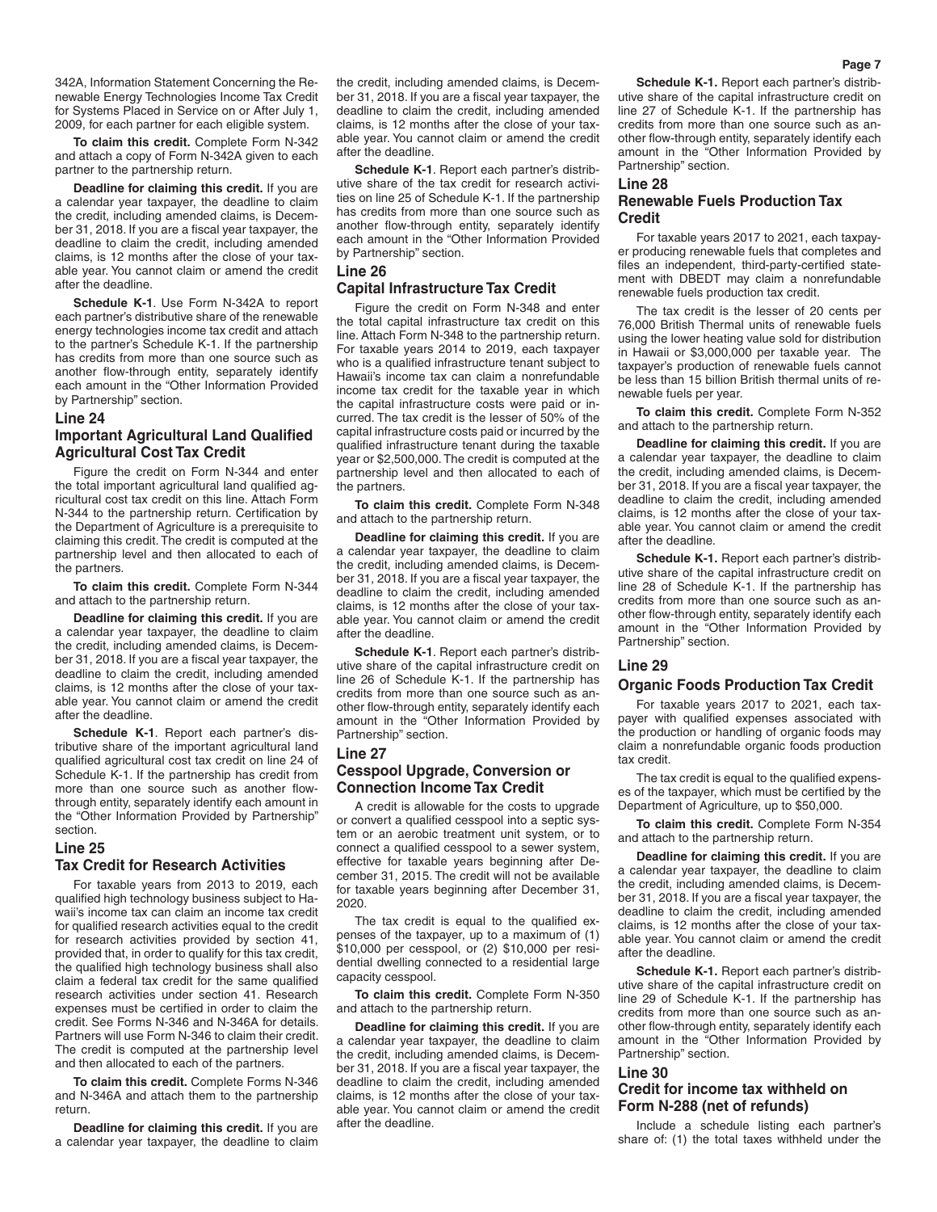342A, Information Statement Concerning the Renewable Energy Technologies Income Tax Credit for Systems Placed in Service on or After July 1, 2009, for each partner for each eligible system.

**To claim this credit.** Complete Form N-342 and attach a copy of Form N-342A given to each partner to the partnership return.

**Deadline for claiming this credit.** If you are a calendar year taxpayer, the deadline to claim the credit, including amended claims, is December 31, 2018. If you are a fiscal year taxpayer, the deadline to claim the credit, including amended claims, is 12 months after the close of your taxable year. You cannot claim or amend the credit after the deadline.

**Schedule K-1**. Use Form N-342A to report each partner's distributive share of the renewable energy technologies income tax credit and attach to the partner's Schedule K-1. If the partnership has credits from more than one source such as another flow-through entity, separately identify each amount in the "Other Information Provided by Partnership" section.

## Line 24
## Important Agricultural Land Qualified Agricultural Cost Tax Credit

Figure the credit on Form N-344 and enter the total important agricultural land qualified agricultural cost tax credit on this line. Attach Form N-344 to the partnership return. Certification by the Department of Agriculture is a prerequisite to claiming this credit. The credit is computed at the partnership level and then allocated to each of the partners.

**To claim this credit.** Complete Form N-344 and attach to the partnership return.

**Deadline for claiming this credit.** If you are a calendar year taxpayer, the deadline to claim the credit, including amended claims, is December 31, 2018. If you are a fiscal year taxpayer, the deadline to claim the credit, including amended claims, is 12 months after the close of your taxable year. You cannot claim or amend the credit after the deadline.

**Schedule K-1**. Report each partner's distributive share of the important agricultural land qualified agricultural cost tax credit on line 24 of Schedule K-1. If the partnership has credit from more than one source such as another flow-through entity, separately identify each amount in the "Other Information Provided by Partnership" section.

## Line 25
## Tax Credit for Research Activities

For taxable years from 2013 to 2019, each qualified high technology business subject to Hawaii's income tax can claim an income tax credit for qualified research activities equal to the credit for research activities provided by section 41, provided that, in order to qualify for this tax credit, the qualified high technology business shall also claim a federal tax credit for the same qualified research activities under section 41. Research expenses must be certified in order to claim the credit. See Forms N-346 and N-346A for details. Partners will use Form N-346 to claim their credit. The credit is computed at the partnership level and then allocated to each of the partners.

**To claim this credit.** Complete Forms N-346 and N-346A and attach them to the partnership return.

**Deadline for claiming this credit.** If you are a calendar year taxpayer, the deadline to claim the credit, including amended claims, is December 31, 2018. If you are a fiscal year taxpayer, the deadline to claim the credit, including amended claims, is 12 months after the close of your taxable year. You cannot claim or amend the credit after the deadline.

**Schedule K-1**. Report each partner's distributive share of the tax credit for research activities on line 25 of Schedule K-1. If the partnership has credits from more than one source such as another flow-through entity, separately identify each amount in the "Other Information Provided by Partnership" section.

## Line 26
## Capital Infrastructure Tax Credit

Figure the credit on Form N-348 and enter the total capital infrastructure tax credit on this line. Attach Form N-348 to the partnership return. For taxable years 2014 to 2019, each taxpayer who is a qualified infrastructure tenant subject to Hawaii's income tax can claim a nonrefundable income tax credit for the taxable year in which the capital infrastructure costs were paid or incurred. The tax credit is the lesser of 50% of the capital infrastructure costs paid or incurred by the qualified infrastructure tenant during the taxable year or $2,500,000. The credit is computed at the partnership level and then allocated to each of the partners.

**To claim this credit.** Complete Form N-348 and attach to the partnership return.

**Deadline for claiming this credit.** If you are a calendar year taxpayer, the deadline to claim the credit, including amended claims, is December 31, 2018. If you are a fiscal year taxpayer, the deadline to claim the credit, including amended claims, is 12 months after the close of your taxable year. You cannot claim or amend the credit after the deadline.

**Schedule K-1**. Report each partner's distributive share of the capital infrastructure credit on line 26 of Schedule K-1. If the partnership has credits from more than one source such as another flow-through entity, separately identify each amount in the "Other Information Provided by Partnership" section.

## Line 27
## Cesspool Upgrade, Conversion or Connection Income Tax Credit

A credit is allowable for the costs to upgrade or convert a qualified cesspool into a septic system or an aerobic treatment unit system, or to connect a qualified cesspool to a sewer system, effective for taxable years beginning after December 31, 2015. The credit will not be available for taxable years beginning after December 31, 2020.

The tax credit is equal to the qualified expenses of the taxpayer, up to a maximum of (1) $10,000 per cesspool, or (2) $10,000 per residential dwelling connected to a residential large capacity cesspool.

**To claim this credit.** Complete Form N-350 and attach to the partnership return.

**Deadline for claiming this credit.** If you are a calendar year taxpayer, the deadline to claim the credit, including amended claims, is December 31, 2018. If you are a fiscal year taxpayer, the deadline to claim the credit, including amended claims, is 12 months after the close of your taxable year. You cannot claim or amend the credit after the deadline.

**Schedule K-1.** Report each partner's distributive share of the capital infrastructure credit on line 27 of Schedule K-1. If the partnership has credits from more than one source such as another flow-through entity, separately identify each amount in the "Other Information Provided by Partnership" section.

## Line 28
## Renewable Fuels Production Tax Credit

For taxable years 2017 to 2021, each taxpayer producing renewable fuels that completes and files an independent, third-party-certified statement with DBEDT may claim a nonrefundable renewable fuels production tax credit.

The tax credit is the lesser of 20 cents per 76,000 British Thermal units of renewable fuels using the lower heating value sold for distribution in Hawaii or $3,000,000 per taxable year. The taxpayer's production of renewable fuels cannot be less than 15 billion British thermal units of renewable fuels per year.

**To claim this credit.** Complete Form N-352 and attach to the partnership return.

**Deadline for claiming this credit.** If you are a calendar year taxpayer, the deadline to claim the credit, including amended claims, is December 31, 2018. If you are a fiscal year taxpayer, the deadline to claim the credit, including amended claims, is 12 months after the close of your taxable year. You cannot claim or amend the credit after the deadline.

**Schedule K-1.** Report each partner's distributive share of the capital infrastructure credit on line 28 of Schedule K-1. If the partnership has credits from more than one source such as another flow-through entity, separately identify each amount in the "Other Information Provided by Partnership" section.

## Line 29
## Organic Foods Production Tax Credit

For taxable years 2017 to 2021, each taxpayer with qualified expenses associated with the production or handling of organic foods may claim a nonrefundable organic foods production tax credit.

The tax credit is equal to the qualified expenses of the taxpayer, which must be certified by the Department of Agriculture, up to $50,000.

**To claim this credit.** Complete Form N-354 and attach to the partnership return.

**Deadline for claiming this credit.** If you are a calendar year taxpayer, the deadline to claim the credit, including amended claims, is December 31, 2018. If you are a fiscal year taxpayer, the deadline to claim the credit, including amended claims, is 12 months after the close of your taxable year. You cannot claim or amend the credit after the deadline.

**Schedule K-1.** Report each partner's distributive share of the capital infrastructure credit on line 29 of Schedule K-1. If the partnership has credits from more than one source such as another flow-through entity, separately identify each amount in the "Other Information Provided by Partnership" section.

## Line 30
## Credit for income tax withheld on Form N-288 (net of refunds)

Include a schedule listing each partner's share of: (1) the total taxes withheld under the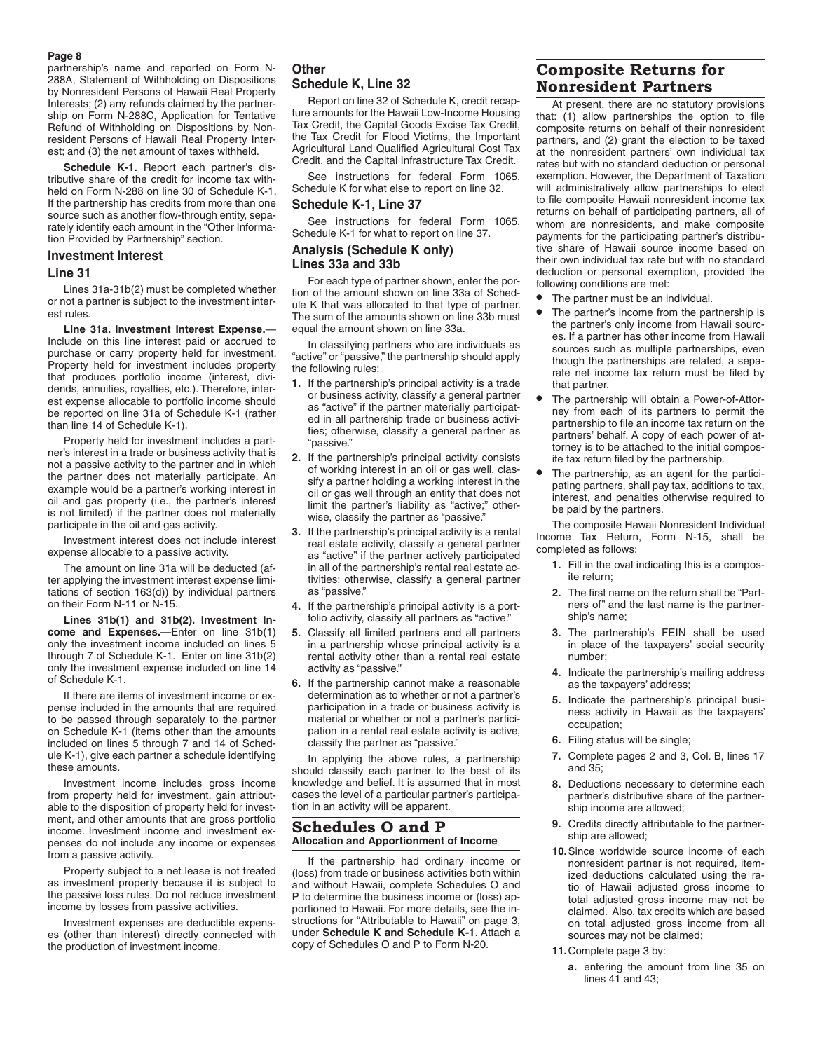partnership's name and reported on Form N-288A, Statement of Withholding on Dispositions by Nonresident Persons of Hawaii Real Property Interests; (2) any refunds claimed by the partnership on Form N-288C, Application for Tentative Refund of Withholding on Dispositions by Nonresident Persons of Hawaii Real Property Interest; and (3) the net amount of taxes withheld.

**Schedule K-1.** Report each partner's distributive share of the credit for income tax withheld on Form N-288 on line 30 of Schedule K-1. If the partnership has credits from more than one source such as another flow-through entity, separately identify each amount in the "Other Information Provided by Partnership" section.

### Investment Interest

### Line 31

Lines 31a-31b(2) must be completed whether or not a partner is subject to the investment interest rules.

**Line 31a. Investment Interest Expense.**—Include on this line interest paid or accrued to purchase or carry property held for investment. Property held for investment includes property that produces portfolio income (interest, dividends, annuities, royalties, etc.). Therefore, interest expense allocable to portfolio income should be reported on line 31a of Schedule K-1 (rather than line 14 of Schedule K-1).

Property held for investment includes a partner's interest in a trade or business activity that is not a passive activity to the partner and in which the partner does not materially participate. An example would be a partner's working interest in oil and gas property (i.e., the partner's interest is not limited) if the partner does not materially participate in the oil and gas activity.

Investment interest does not include interest expense allocable to a passive activity.

The amount on line 31a will be deducted (after applying the investment interest expense limitations of section 163(d)) by individual partners on their Form N-11 or N-15.

**Lines 31b(1) and 31b(2). Investment Income and Expenses.**—Enter on line 31b(1) only the investment income included on lines 5 through 7 of Schedule K-1. Enter on line 31b(2) only the investment expense included on line 14 of Schedule K-1.

If there are items of investment income or expense included in the amounts that are required to be passed through separately to the partner on Schedule K-1 (items other than the amounts included on lines 5 through 7 and 14 of Schedule K-1), give each partner a schedule identifying these amounts.

Investment income includes gross income from property held for investment, gain attributable to the disposition of property held for investment, and other amounts that are gross portfolio income. Investment income and investment expenses do not include any income or expenses from a passive activity.

Property subject to a net lease is not treated as investment property because it is subject to the passive loss rules. Do not reduce investment income by losses from passive activities.

Investment expenses are deductible expenses (other than interest) directly connected with the production of investment income.

### Other

### Schedule K, Line 32

Report on line 32 of Schedule K, credit recapture amounts for the Hawaii Low-Income Housing Tax Credit, the Capital Goods Excise Tax Credit, the Tax Credit for Flood Victims, the Important Agricultural Land Qualified Agricultural Cost Tax Credit, and the Capital Infrastructure Tax Credit.

See instructions for federal Form 1065, Schedule K for what else to report on line 32.

### Schedule K-1, Line 37

See instructions for federal Form 1065, Schedule K-1 for what to report on line 37.

### Analysis (Schedule K only) Lines 33a and 33b

For each type of partner shown, enter the portion of the amount shown on line 33a of Schedule K that was allocated to that type of partner. The sum of the amounts shown on line 33b must equal the amount shown on line 33a.

In classifying partners who are individuals as "active" or "passive," the partnership should apply the following rules:

1. If the partnership's principal activity is a trade or business activity, classify a general partner as "active" if the partner materially participated in all partnership trade or business activities; otherwise, classify a general partner as "passive."
2. If the partnership's principal activity consists of working interest in an oil or gas well, classify a partner holding a working interest in the oil or gas well through an entity that does not limit the partner's liability as "active;" otherwise, classify the partner as "passive."
3. If the partnership's principal activity is a rental real estate activity, classify a general partner as "active" if the partner actively participated in all of the partnership's rental real estate activities; otherwise, classify a general partner as "passive."
4. If the partnership's principal activity is a portfolio activity, classify all partners as "active."
5. Classify all limited partners and all partners in a partnership whose principal activity is a rental activity other than a rental real estate activity as "passive."
6. If the partnership cannot make a reasonable determination as to whether or not a partner's participation in a trade or business activity is material or whether or not a partner's participation in a rental real estate activity is active, classify the partner as "passive."

In applying the above rules, a partnership should classify each partner to the best of its knowledge and belief. It is assumed that in most cases the level of a particular partner's participation in an activity will be apparent.

## Schedules O and P

### Allocation and Apportionment of Income

If the partnership had ordinary income or (loss) from trade or business activities both within and without Hawaii, complete Schedules O and P to determine the business income or (loss) apportioned to Hawaii. For more details, see the instructions for "Attributable to Hawaii" on page 3, under **Schedule K and Schedule K-1**. Attach a copy of Schedules O and P to Form N-20.

## Composite Returns for Nonresident Partners

At present, there are no statutory provisions that: (1) allow partnerships the option to file composite returns on behalf of their nonresident partners, and (2) grant the election to be taxed at the nonresident partners' own individual tax rates but with no standard deduction or personal exemption. However, the Department of Taxation will administratively allow partnerships to elect to file composite Hawaii nonresident income tax returns on behalf of participating partners, all of whom are nonresidents, and make composite payments for the participating partner's distributive share of Hawaii source income based on their own individual tax rate but with no standard deduction or personal exemption, provided the following conditions are met:

- The partner must be an individual.
- The partner's income from the partnership is the partner's only income from Hawaii sources. If a partner has other income from Hawaii sources such as multiple partnerships, even though the partnerships are related, a separate net income tax return must be filed by that partner.
- The partnership will obtain a Power-of-Attorney from each of its partners to permit the partnership to file an income tax return on the partners' behalf. A copy of each power of attorney is to be attached to the initial composite tax return filed by the partnership.
- The partnership, as an agent for the participating partners, shall pay tax, additions to tax, interest, and penalties otherwise required to be paid by the partners.

The composite Hawaii Nonresident Individual Income Tax Return, Form N-15, shall be completed as follows:

1. Fill in the oval indicating this is a composite return;
2. The first name on the return shall be "Partners of" and the last name is the partnership's name;
3. The partnership's FEIN shall be used in place of the taxpayers' social security number;
4. Indicate the partnership's mailing address as the taxpayers' address;
5. Indicate the partnership's principal business activity in Hawaii as the taxpayers' occupation;
6. Filing status will be single;
7. Complete pages 2 and 3, Col. B, lines 17 and 35;
8. Deductions necessary to determine each partner's distributive share of the partnership income are allowed;
9. Credits directly attributable to the partnership are allowed;
10. Since worldwide source income of each nonresident partner is not required, itemized deductions calculated using the ratio of Hawaii adjusted gross income to total adjusted gross income may not be claimed. Also, tax credits which are based on total adjusted gross income from all sources may not be claimed;
11. Complete page 3 by:
    a. entering the amount from line 35 on lines 41 and 43;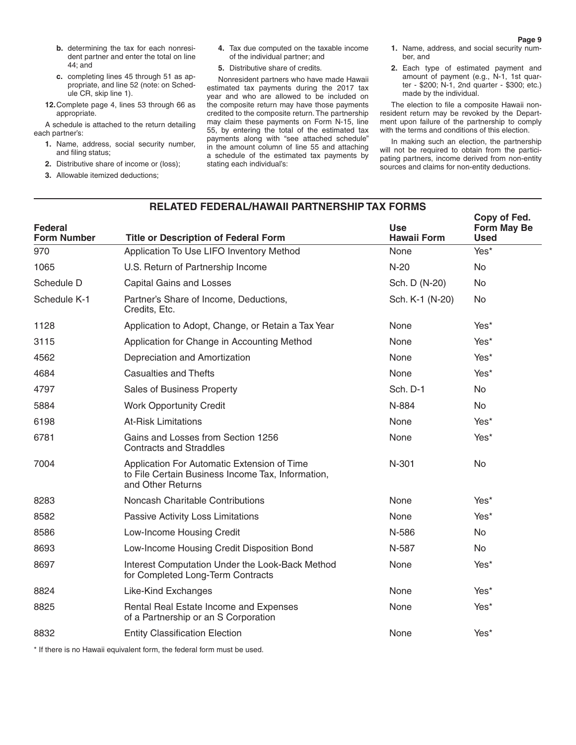b. determining the tax for each nonresident partner and enter the total on line 44; and

c. completing lines 45 through 51 as appropriate, and line 52 (note: on Schedule CR, skip line 1).

12. Complete page 4, lines 53 through 66 as appropriate.

A schedule is attached to the return detailing each partner's:

1. Name, address, social security number, and filing status;
2. Distributive share of income or (loss);
3. Allowable itemized deductions;
4. Tax due computed on the taxable income of the individual partner; and
5. Distributive share of credits.

Nonresident partners who have made Hawaii estimated tax payments during the 2017 tax year and who are allowed to be included on the composite return may have those payments credited to the composite return. The partnership may claim these payments on Form N-15, line 55, by entering the total of the estimated tax payments along with "see attached schedule" in the amount column of line 55 and attaching a schedule of the estimated tax payments by stating each individual's:

1. Name, address, and social security number, and
2. Each type of estimated payment and amount of payment (e.g., N-1, 1st quarter - $200; N-1, 2nd quarter - $300; etc.) made by the individual.

The election to file a composite Hawaii nonresident return may be revoked by the Department upon failure of the partnership to comply with the terms and conditions of this election.

In making such an election, the partnership will not be required to obtain from the participating partners, income derived from non-entity sources and claims for non-entity deductions.

## RELATED FEDERAL/HAWAII PARTNERSHIP TAX FORMS

| Federal Form Number | Title or Description of Federal Form | Use Hawaii Form | Copy of Fed. Form May Be Used |
|---|---|---|---|
| 970 | Application To Use LIFO Inventory Method | None | Yes* |
| 1065 | U.S. Return of Partnership Income | N-20 | No |
| Schedule D | Capital Gains and Losses | Sch. D (N-20) | No |
| Schedule K-1 | Partner's Share of Income, Deductions, Credits, Etc. | Sch. K-1 (N-20) | No |
| 1128 | Application to Adopt, Change, or Retain a Tax Year | None | Yes* |
| 3115 | Application for Change in Accounting Method | None | Yes* |
| 4562 | Depreciation and Amortization | None | Yes* |
| 4684 | Casualties and Thefts | None | Yes* |
| 4797 | Sales of Business Property | Sch. D-1 | No |
| 5884 | Work Opportunity Credit | N-884 | No |
| 6198 | At-Risk Limitations | None | Yes* |
| 6781 | Gains and Losses from Section 1256 Contracts and Straddles | None | Yes* |
| 7004 | Application For Automatic Extension of Time to File Certain Business Income Tax, Information, and Other Returns | N-301 | No |
| 8283 | Noncash Charitable Contributions | None | Yes* |
| 8582 | Passive Activity Loss Limitations | None | Yes* |
| 8586 | Low-Income Housing Credit | N-586 | No |
| 8693 | Low-Income Housing Credit Disposition Bond | N-587 | No |
| 8697 | Interest Computation Under the Look-Back Method for Completed Long-Term Contracts | None | Yes* |
| 8824 | Like-Kind Exchanges | None | Yes* |
| 8825 | Rental Real Estate Income and Expenses of a Partnership or an S Corporation | None | Yes* |
| 8832 | Entity Classification Election | None | Yes* |

* If there is no Hawaii equivalent form, the federal form must be used.